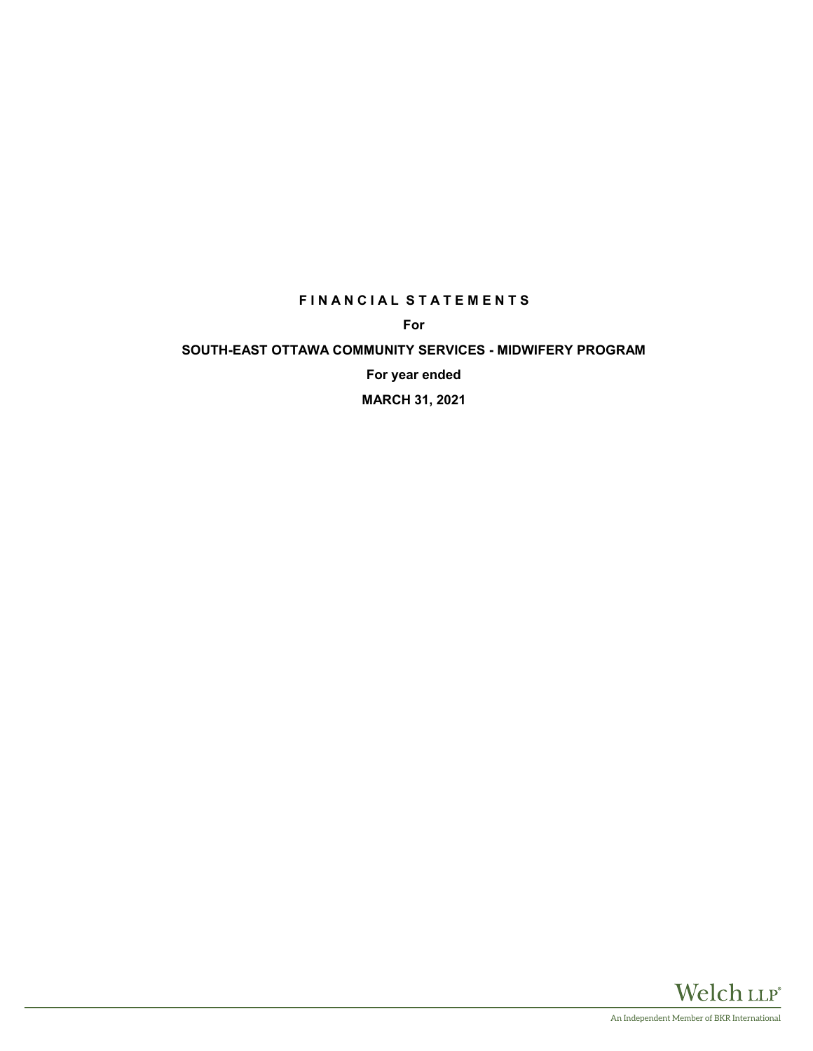# F I N A N C I A L   S T A T E M E N T S

**For**

**SOUTH-EAST OTTAWA COMMUNITY SERVICES - MIDWIFERY PROGRAM**

**For year ended**

**MARCH 31, 2021**

Welch LLP®

An Independent Member of BKR International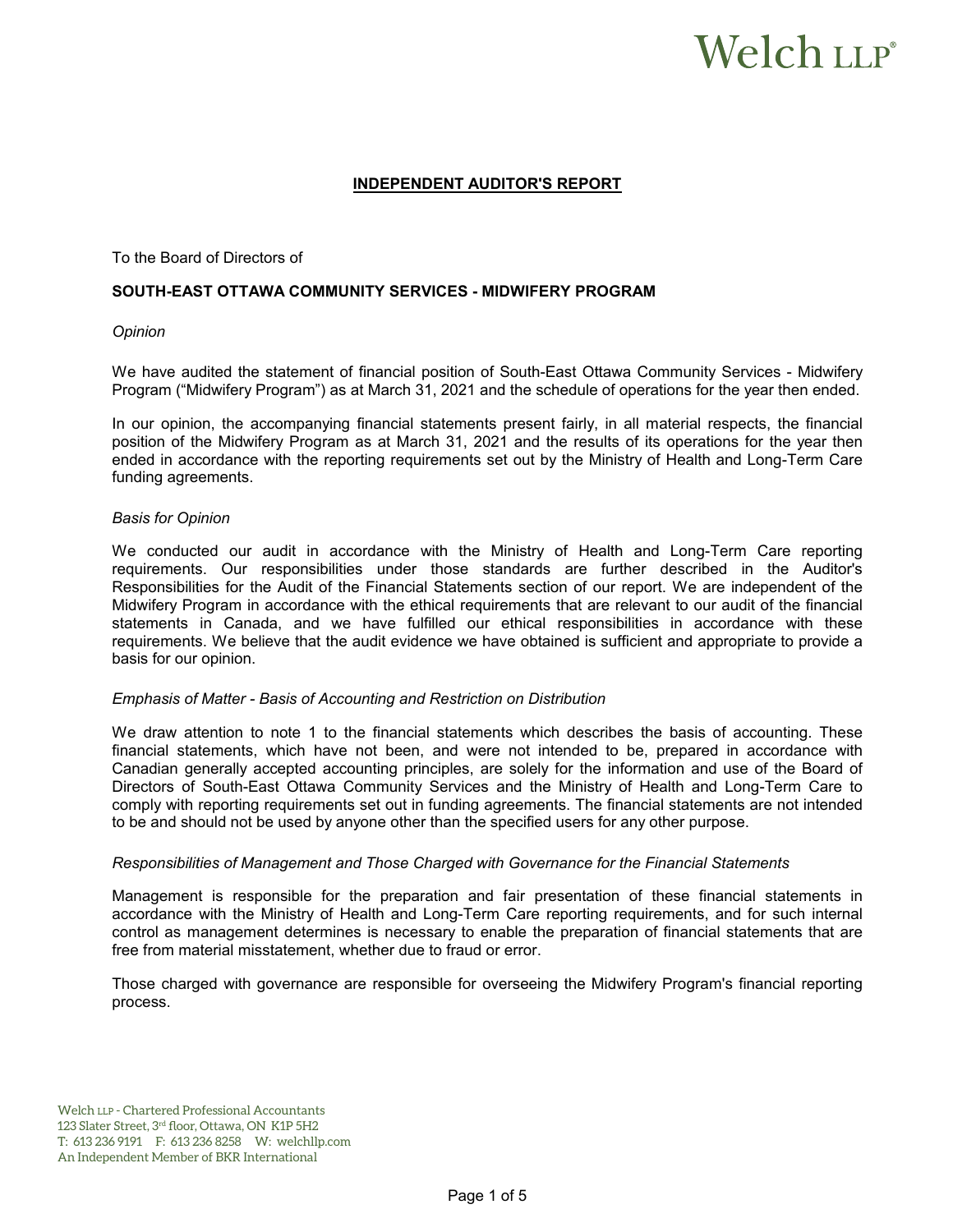## INDEPENDENT AUDITOR'S REPORT

To the Board of Directors of

**SOUTH-EAST OTTAWA COMMUNITY SERVICES - MIDWIFERY PROGRAM**

*Opinion*

We have audited the statement of financial position of South-East Ottawa Community Services - Midwifery Program ("Midwifery Program") as at March 31, 2021 and the schedule of operations for the year then ended.

In our opinion, the accompanying financial statements present fairly, in all material respects, the financial position of the Midwifery Program as at March 31, 2021 and the results of its operations for the year then ended in accordance with the reporting requirements set out by the Ministry of Health and Long-Term Care funding agreements.

*Basis for Opinion*

We conducted our audit in accordance with the Ministry of Health and Long-Term Care reporting requirements. Our responsibilities under those standards are further described in the Auditor's Responsibilities for the Audit of the Financial Statements section of our report. We are independent of the Midwifery Program in accordance with the ethical requirements that are relevant to our audit of the financial statements in Canada, and we have fulfilled our ethical responsibilities in accordance with these requirements. We believe that the audit evidence we have obtained is sufficient and appropriate to provide a basis for our opinion.

*Emphasis of Matter - Basis of Accounting and Restriction on Distribution*

We draw attention to note 1 to the financial statements which describes the basis of accounting. These financial statements, which have not been, and were not intended to be, prepared in accordance with Canadian generally accepted accounting principles, are solely for the information and use of the Board of Directors of South-East Ottawa Community Services and the Ministry of Health and Long-Term Care to comply with reporting requirements set out in funding agreements. The financial statements are not intended to be and should not be used by anyone other than the specified users for any other purpose.

*Responsibilities of Management and Those Charged with Governance for the Financial Statements*

Management is responsible for the preparation and fair presentation of these financial statements in accordance with the Ministry of Health and Long-Term Care reporting requirements, and for such internal control as management determines is necessary to enable the preparation of financial statements that are free from material misstatement, whether due to fraud or error.

Those charged with governance are responsible for overseeing the Midwifery Program's financial reporting process.

Welch LLP - Chartered Professional Accountants
123 Slater Street, 3rd floor, Ottawa, ON K1P 5H2
T: 613 236 9191 F: 613 236 8258 W: welchllp.com
An Independent Member of BKR International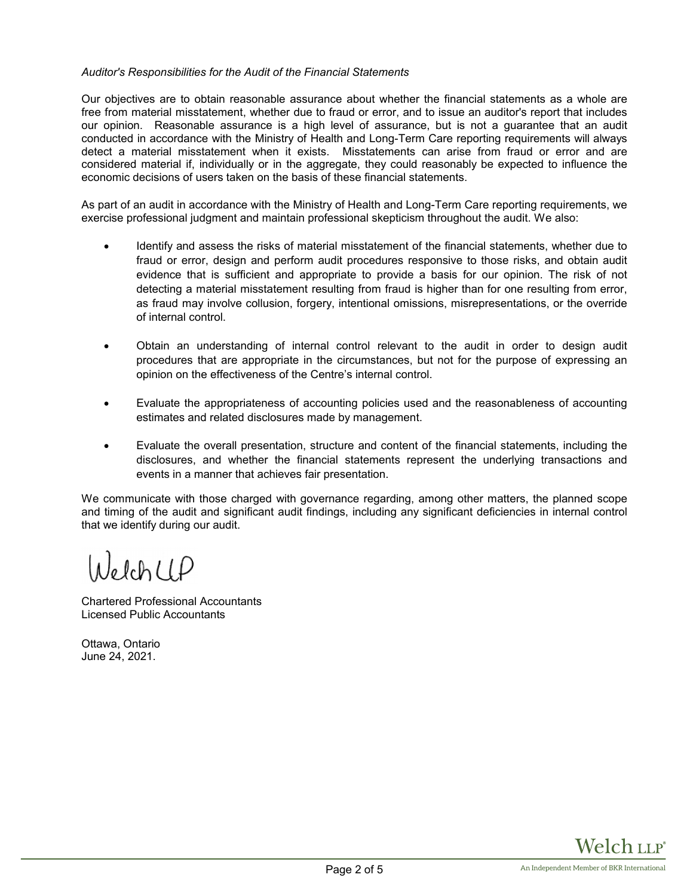*Auditor's Responsibilities for the Audit of the Financial Statements*

Our objectives are to obtain reasonable assurance about whether the financial statements as a whole are free from material misstatement, whether due to fraud or error, and to issue an auditor's report that includes our opinion. Reasonable assurance is a high level of assurance, but is not a guarantee that an audit conducted in accordance with the Ministry of Health and Long-Term Care reporting requirements will always detect a material misstatement when it exists. Misstatements can arise from fraud or error and are considered material if, individually or in the aggregate, they could reasonably be expected to influence the economic decisions of users taken on the basis of these financial statements.

As part of an audit in accordance with the Ministry of Health and Long-Term Care reporting requirements, we exercise professional judgment and maintain professional skepticism throughout the audit. We also:

- Identify and assess the risks of material misstatement of the financial statements, whether due to fraud or error, design and perform audit procedures responsive to those risks, and obtain audit evidence that is sufficient and appropriate to provide a basis for our opinion. The risk of not detecting a material misstatement resulting from fraud is higher than for one resulting from error, as fraud may involve collusion, forgery, intentional omissions, misrepresentations, or the override of internal control.

- Obtain an understanding of internal control relevant to the audit in order to design audit procedures that are appropriate in the circumstances, but not for the purpose of expressing an opinion on the effectiveness of the Centre's internal control.

- Evaluate the appropriateness of accounting policies used and the reasonableness of accounting estimates and related disclosures made by management.

- Evaluate the overall presentation, structure and content of the financial statements, including the disclosures, and whether the financial statements represent the underlying transactions and events in a manner that achieves fair presentation.

We communicate with those charged with governance regarding, among other matters, the planned scope and timing of the audit and significant audit findings, including any significant deficiencies in internal control that we identify during our audit.

Welch LLP

Chartered Professional Accountants
Licensed Public Accountants

Ottawa, Ontario
June 24, 2021.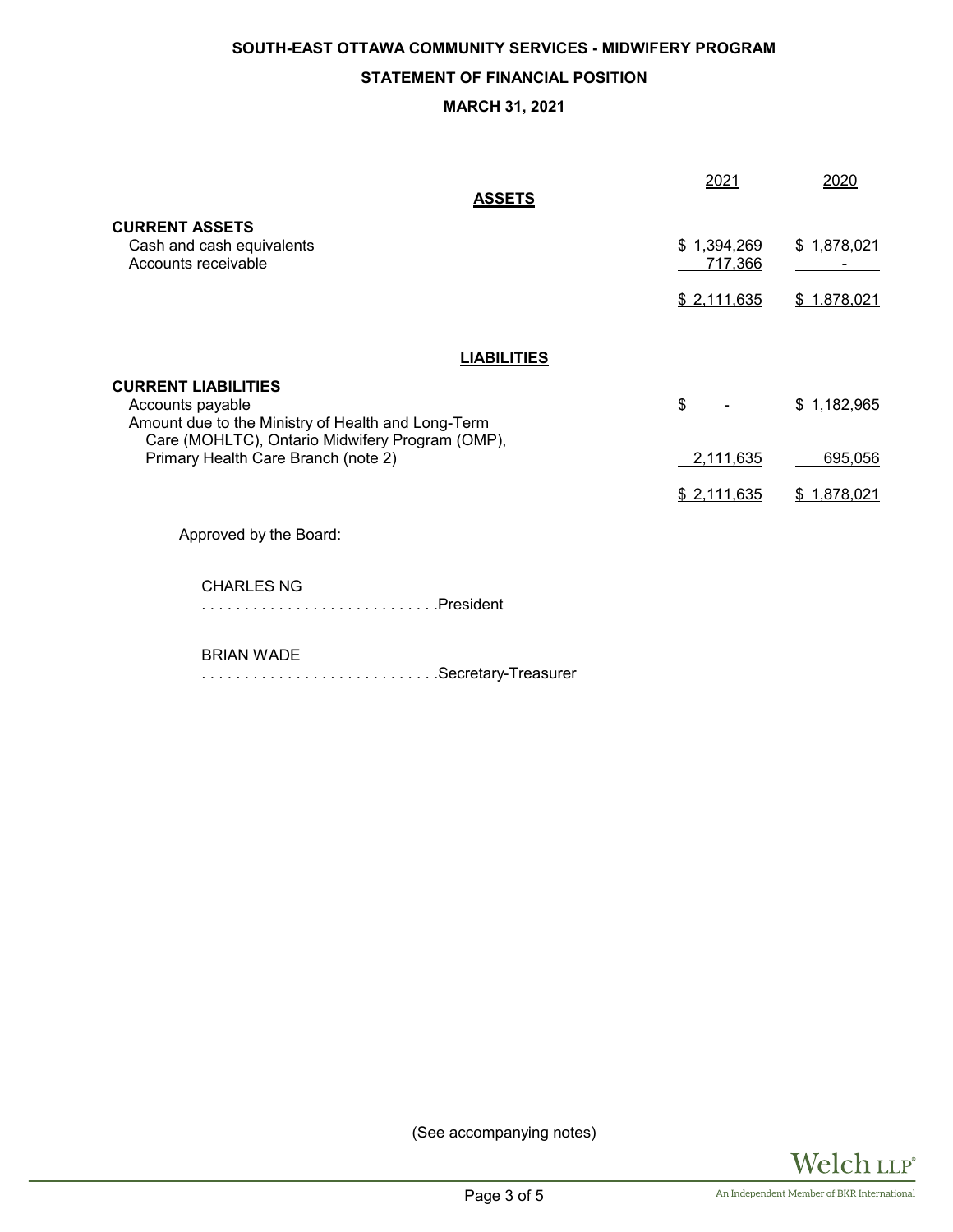**SOUTH-EAST OTTAWA COMMUNITY SERVICES - MIDWIFERY PROGRAM**

**STATEMENT OF FINANCIAL POSITION**

**MARCH 31, 2021**

| | 2021 | 2020 |
|---|---|---|
| **ASSETS** | | |
| **CURRENT ASSETS** | | |
| Cash and cash equivalents | $ 1,394,269 | $ 1,878,021 |
| Accounts receivable | 717,366 | - |
| | $ 2,111,635 | $ 1,878,021 |
| **LIABILITIES** | | |
| **CURRENT LIABILITIES** | | |
| Accounts payable | $ - | $ 1,182,965 |
| Amount due to the Ministry of Health and Long-Term Care (MOHLTC), Ontario Midwifery Program (OMP), Primary Health Care Branch (note 2) | 2,111,635 | 695,056 |
| | $ 2,111,635 | $ 1,878,021 |

Approved by the Board:

CHARLES NG
. . . . . . . . . . . . . . . . . . . . . . . . . . .President

BRIAN WADE
. . . . . . . . . . . . . . . . . . . . . . . . . . .Secretary-Treasurer

(See accompanying notes)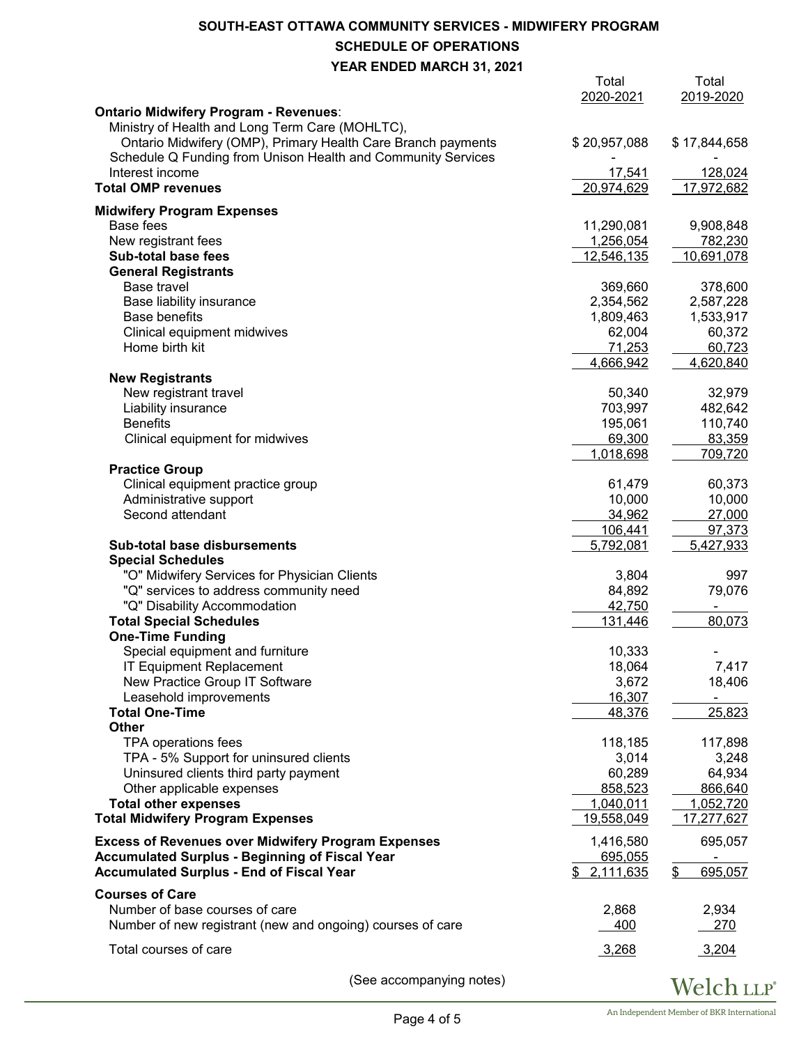# SOUTH-EAST OTTAWA COMMUNITY SERVICES - MIDWIFERY PROGRAM

## SCHEDULE OF OPERATIONS

### YEAR ENDED MARCH 31, 2021

| | Total 2020-2021 | Total 2019-2020 |
|---|---|---|
| **Ontario Midwifery Program - Revenues**: | | |
| Ministry of Health and Long Term Care (MOHLTC), Ontario Midwifery (OMP), Primary Health Care Branch payments | $ 20,957,088 | $ 17,844,658 |
| Schedule Q Funding from Unison Health and Community Services | - | - |
| Interest income | 17,541 | 128,024 |
| **Total OMP revenues** | 20,974,629 | 17,972,682 |
| **Midwifery Program Expenses** | | |
| Base fees | 11,290,081 | 9,908,848 |
| New registrant fees | 1,256,054 | 782,230 |
| **Sub-total base fees** | 12,546,135 | 10,691,078 |
| **General Registrants** | | |
| Base travel | 369,660 | 378,600 |
| Base liability insurance | 2,354,562 | 2,587,228 |
| Base benefits | 1,809,463 | 1,533,917 |
| Clinical equipment midwives | 62,004 | 60,372 |
| Home birth kit | 71,253 | 60,723 |
| | 4,666,942 | 4,620,840 |
| **New Registrants** | | |
| New registrant travel | 50,340 | 32,979 |
| Liability insurance | 703,997 | 482,642 |
| Benefits | 195,061 | 110,740 |
| Clinical equipment for midwives | 69,300 | 83,359 |
| | 1,018,698 | 709,720 |
| **Practice Group** | | |
| Clinical equipment practice group | 61,479 | 60,373 |
| Administrative support | 10,000 | 10,000 |
| Second attendant | 34,962 | 27,000 |
| | 106,441 | 97,373 |
| **Sub-total base disbursements** | 5,792,081 | 5,427,933 |
| **Special Schedules** | | |
| "O" Midwifery Services for Physician Clients | 3,804 | 997 |
| "Q" services to address community need | 84,892 | 79,076 |
| "Q" Disability Accommodation | 42,750 | - |
| **Total Special Schedules** | 131,446 | 80,073 |
| **One-Time Funding** | | |
| Special equipment and furniture | 10,333 | - |
| IT Equipment Replacement | 18,064 | 7,417 |
| New Practice Group IT Software | 3,672 | 18,406 |
| Leasehold improvements | 16,307 | - |
| **Total One-Time** | 48,376 | 25,823 |
| **Other** | | |
| TPA operations fees | 118,185 | 117,898 |
| TPA - 5% Support for uninsured clients | 3,014 | 3,248 |
| Uninsured clients third party payment | 60,289 | 64,934 |
| Other applicable expenses | 858,523 | 866,640 |
| **Total other expenses** | 1,040,011 | 1,052,720 |
| **Total Midwifery Program Expenses** | 19,558,049 | 17,277,627 |
| **Excess of Revenues over Midwifery Program Expenses** | 1,416,580 | 695,057 |
| **Accumulated Surplus - Beginning of Fiscal Year** | 695,055 | - |
| **Accumulated Surplus - End of Fiscal Year** | $ 2,111,635 | $ 695,057 |
| **Courses of Care** | | |
| Number of base courses of care | 2,868 | 2,934 |
| Number of new registrant (new and ongoing) courses of care | 400 | 270 |
| Total courses of care | 3,268 | 3,204 |

(See accompanying notes)

Welch LLP®
An Independent Member of BKR International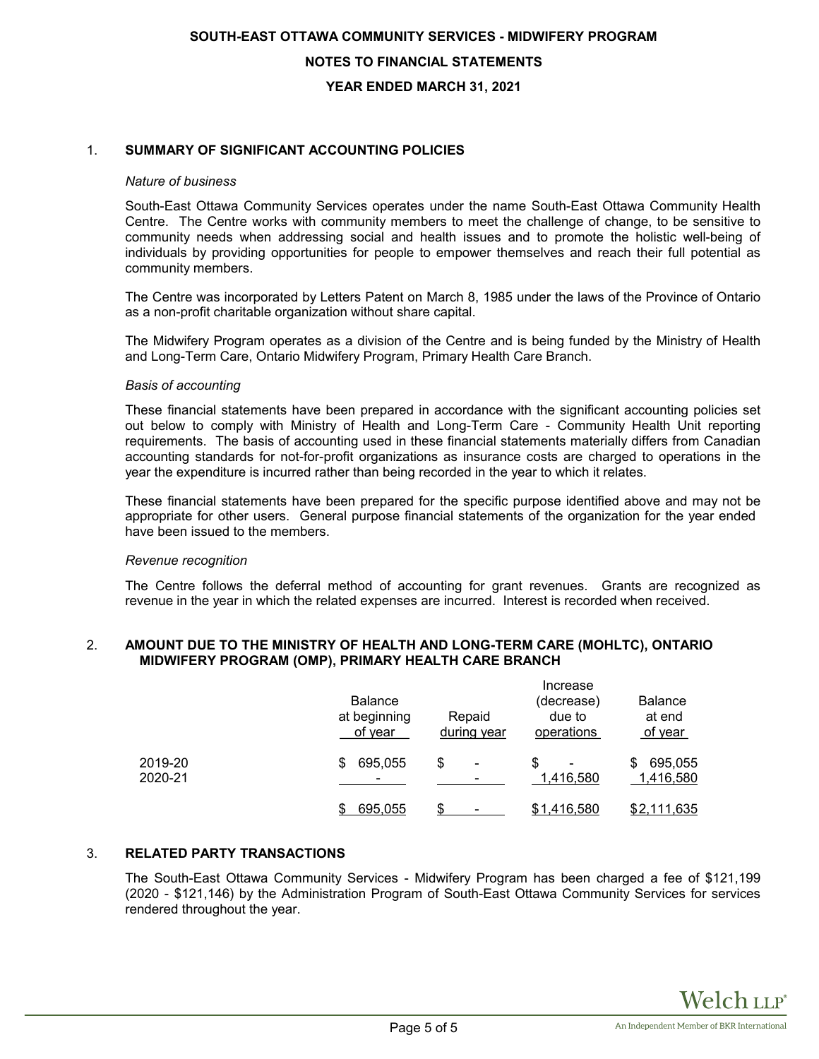# SOUTH-EAST OTTAWA COMMUNITY SERVICES - MIDWIFERY PROGRAM

## NOTES TO FINANCIAL STATEMENTS

### YEAR ENDED MARCH 31, 2021

## 1. SUMMARY OF SIGNIFICANT ACCOUNTING POLICIES

*Nature of business*

South-East Ottawa Community Services operates under the name South-East Ottawa Community Health Centre. The Centre works with community members to meet the challenge of change, to be sensitive to community needs when addressing social and health issues and to promote the holistic well-being of individuals by providing opportunities for people to empower themselves and reach their full potential as community members.

The Centre was incorporated by Letters Patent on March 8, 1985 under the laws of the Province of Ontario as a non-profit charitable organization without share capital.

The Midwifery Program operates as a division of the Centre and is being funded by the Ministry of Health and Long-Term Care, Ontario Midwifery Program, Primary Health Care Branch.

*Basis of accounting*

These financial statements have been prepared in accordance with the significant accounting policies set out below to comply with Ministry of Health and Long-Term Care - Community Health Unit reporting requirements. The basis of accounting used in these financial statements materially differs from Canadian accounting standards for not-for-profit organizations as insurance costs are charged to operations in the year the expenditure is incurred rather than being recorded in the year to which it relates.

These financial statements have been prepared for the specific purpose identified above and may not be appropriate for other users. General purpose financial statements of the organization for the year ended have been issued to the members.

*Revenue recognition*

The Centre follows the deferral method of accounting for grant revenues. Grants are recognized as revenue in the year in which the related expenses are incurred. Interest is recorded when received.

## 2. AMOUNT DUE TO THE MINISTRY OF HEALTH AND LONG-TERM CARE (MOHLTC), ONTARIO MIDWIFERY PROGRAM (OMP), PRIMARY HEALTH CARE BRANCH

| | Balance at beginning of year | Repaid during year | Increase (decrease) due to operations | Balance at end of year |
|---|---|---|---|---|
| 2019-20 | $ 695,055 | $ - | $ - | $ 695,055 |
| 2020-21 | - | - | 1,416,580 | 1,416,580 |
| | $ 695,055 | $ - | $1,416,580 | $2,111,635 |

## 3. RELATED PARTY TRANSACTIONS

The South-East Ottawa Community Services - Midwifery Program has been charged a fee of $121,199 (2020 - $121,146) by the Administration Program of South-East Ottawa Community Services for services rendered throughout the year.